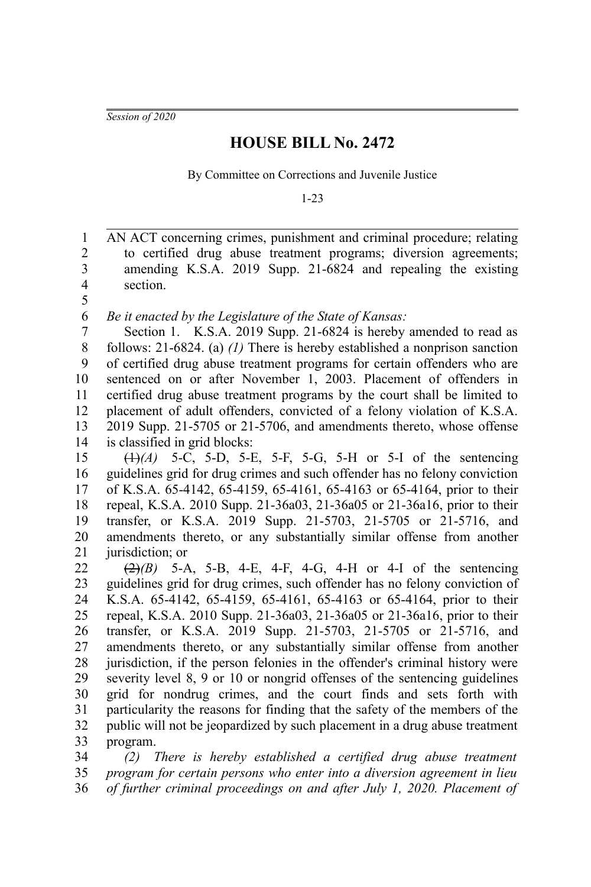*Session of 2020*

# HOUSE BILL No. 2472

By Committee on Corrections and Juvenile Justice

1-23

AN ACT concerning crimes, punishment and criminal procedure; relating to certified drug abuse treatment programs; diversion agreements; amending K.S.A. 2019 Supp. 21-6824 and repealing the existing section.

*Be it enacted by the Legislature of the State of Kansas:*

Section 1. K.S.A. 2019 Supp. 21-6824 is hereby amended to read as follows: 21-6824. (a) *(1)* There is hereby established a nonprison sanction of certified drug abuse treatment programs for certain offenders who are sentenced on or after November 1, 2003. Placement of offenders in certified drug abuse treatment programs by the court shall be limited to placement of adult offenders, convicted of a felony violation of K.S.A. 2019 Supp. 21-5705 or 21-5706, and amendments thereto, whose offense is classified in grid blocks:

~~(1)~~*(A)* 5-C, 5-D, 5-E, 5-F, 5-G, 5-H or 5-I of the sentencing guidelines grid for drug crimes and such offender has no felony conviction of K.S.A. 65-4142, 65-4159, 65-4161, 65-4163 or 65-4164, prior to their repeal, K.S.A. 2010 Supp. 21-36a03, 21-36a05 or 21-36a16, prior to their transfer, or K.S.A. 2019 Supp. 21-5703, 21-5705 or 21-5716, and amendments thereto, or any substantially similar offense from another jurisdiction; or

~~(2)~~*(B)* 5-A, 5-B, 4-E, 4-F, 4-G, 4-H or 4-I of the sentencing guidelines grid for drug crimes, such offender has no felony conviction of K.S.A. 65-4142, 65-4159, 65-4161, 65-4163 or 65-4164, prior to their repeal, K.S.A. 2010 Supp. 21-36a03, 21-36a05 or 21-36a16, prior to their transfer, or K.S.A. 2019 Supp. 21-5703, 21-5705 or 21-5716, and amendments thereto, or any substantially similar offense from another jurisdiction, if the person felonies in the offender's criminal history were severity level 8, 9 or 10 or nongrid offenses of the sentencing guidelines grid for nondrug crimes, and the court finds and sets forth with particularity the reasons for finding that the safety of the members of the public will not be jeopardized by such placement in a drug abuse treatment program.

*(2) There is hereby established a certified drug abuse treatment program for certain persons who enter into a diversion agreement in lieu of further criminal proceedings on and after July 1, 2020. Placement of*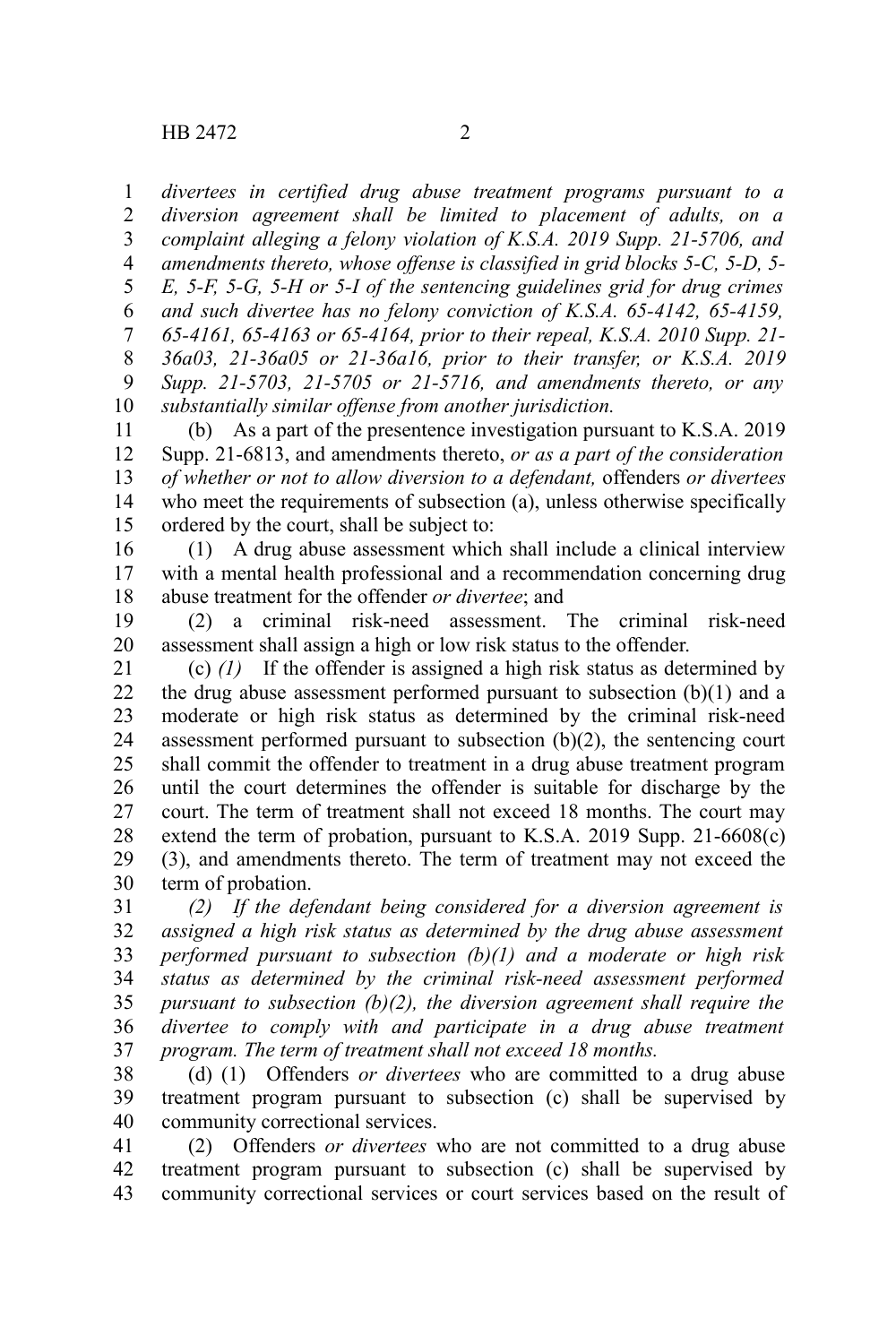*divertees in certified drug abuse treatment programs pursuant to a diversion agreement shall be limited to placement of adults, on a complaint alleging a felony violation of K.S.A. 2019 Supp. 21-5706, and amendments thereto, whose offense is classified in grid blocks 5-C, 5-D, 5-E, 5-F, 5-G, 5-H or 5-I of the sentencing guidelines grid for drug crimes and such divertee has no felony conviction of K.S.A. 65-4142, 65-4159, 65-4161, 65-4163 or 65-4164, prior to their repeal, K.S.A. 2010 Supp. 21-36a03, 21-36a05 or 21-36a16, prior to their transfer, or K.S.A. 2019 Supp. 21-5703, 21-5705 or 21-5716, and amendments thereto, or any substantially similar offense from another jurisdiction.*

(b) As a part of the presentence investigation pursuant to K.S.A. 2019 Supp. 21-6813, and amendments thereto, *or as a part of the consideration of whether or not to allow diversion to a defendant,* offenders *or divertees* who meet the requirements of subsection (a), unless otherwise specifically ordered by the court, shall be subject to:

(1) A drug abuse assessment which shall include a clinical interview with a mental health professional and a recommendation concerning drug abuse treatment for the offender *or divertee*; and

(2) a criminal risk-need assessment. The criminal risk-need assessment shall assign a high or low risk status to the offender.

(c) *(1)* If the offender is assigned a high risk status as determined by the drug abuse assessment performed pursuant to subsection (b)(1) and a moderate or high risk status as determined by the criminal risk-need assessment performed pursuant to subsection (b)(2), the sentencing court shall commit the offender to treatment in a drug abuse treatment program until the court determines the offender is suitable for discharge by the court. The term of treatment shall not exceed 18 months. The court may extend the term of probation, pursuant to K.S.A. 2019 Supp. 21-6608(c)(3), and amendments thereto. The term of treatment may not exceed the term of probation.

*(2) If the defendant being considered for a diversion agreement is assigned a high risk status as determined by the drug abuse assessment performed pursuant to subsection (b)(1) and a moderate or high risk status as determined by the criminal risk-need assessment performed pursuant to subsection (b)(2), the diversion agreement shall require the divertee to comply with and participate in a drug abuse treatment program. The term of treatment shall not exceed 18 months.*

(d) (1) Offenders *or divertees* who are committed to a drug abuse treatment program pursuant to subsection (c) shall be supervised by community correctional services.

(2) Offenders *or divertees* who are not committed to a drug abuse treatment program pursuant to subsection (c) shall be supervised by community correctional services or court services based on the result of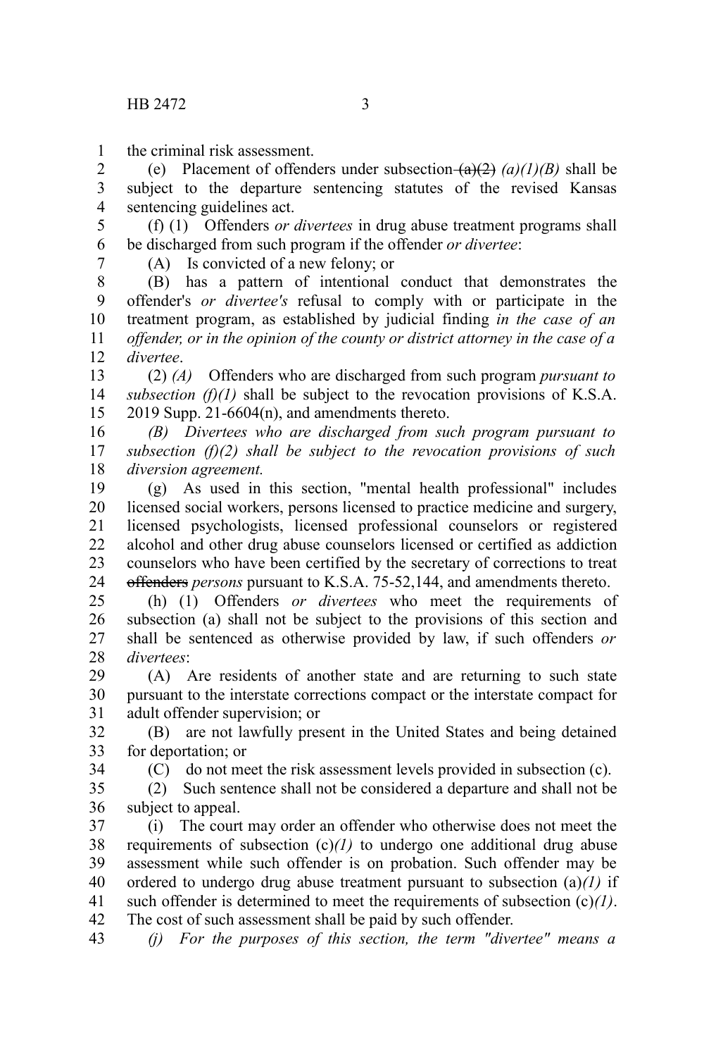the criminal risk assessment.

(e) Placement of offenders under subsection ~~(a)(2)~~ *(a)(1)(B)* shall be subject to the departure sentencing statutes of the revised Kansas sentencing guidelines act.

(f) (1) Offenders *or divertees* in drug abuse treatment programs shall be discharged from such program if the offender *or divertee*:

(A) Is convicted of a new felony; or

(B) has a pattern of intentional conduct that demonstrates the offender's *or divertee's* refusal to comply with or participate in the treatment program, as established by judicial finding *in the case of an offender, or in the opinion of the county or district attorney in the case of a divertee*.

(2) *(A)* Offenders who are discharged from such program *pursuant to subsection (f)(1)* shall be subject to the revocation provisions of K.S.A. 2019 Supp. 21-6604(n), and amendments thereto.

*(B) Divertees who are discharged from such program pursuant to subsection (f)(2) shall be subject to the revocation provisions of such diversion agreement.*

(g) As used in this section, "mental health professional" includes licensed social workers, persons licensed to practice medicine and surgery, licensed psychologists, licensed professional counselors or registered alcohol and other drug abuse counselors licensed or certified as addiction counselors who have been certified by the secretary of corrections to treat ~~offenders~~ *persons* pursuant to K.S.A. 75-52,144, and amendments thereto.

(h) (1) Offenders *or divertees* who meet the requirements of subsection (a) shall not be subject to the provisions of this section and shall be sentenced as otherwise provided by law, if such offenders *or divertees*:

(A) Are residents of another state and are returning to such state pursuant to the interstate corrections compact or the interstate compact for adult offender supervision; or

(B) are not lawfully present in the United States and being detained for deportation; or

(C) do not meet the risk assessment levels provided in subsection (c).

(2) Such sentence shall not be considered a departure and shall not be subject to appeal.

(i) The court may order an offender who otherwise does not meet the requirements of subsection (c)*(1)* to undergo one additional drug abuse assessment while such offender is on probation. Such offender may be ordered to undergo drug abuse treatment pursuant to subsection (a)*(1)* if such offender is determined to meet the requirements of subsection (c)*(1)*. The cost of such assessment shall be paid by such offender.

*(j) For the purposes of this section, the term "divertee" means a*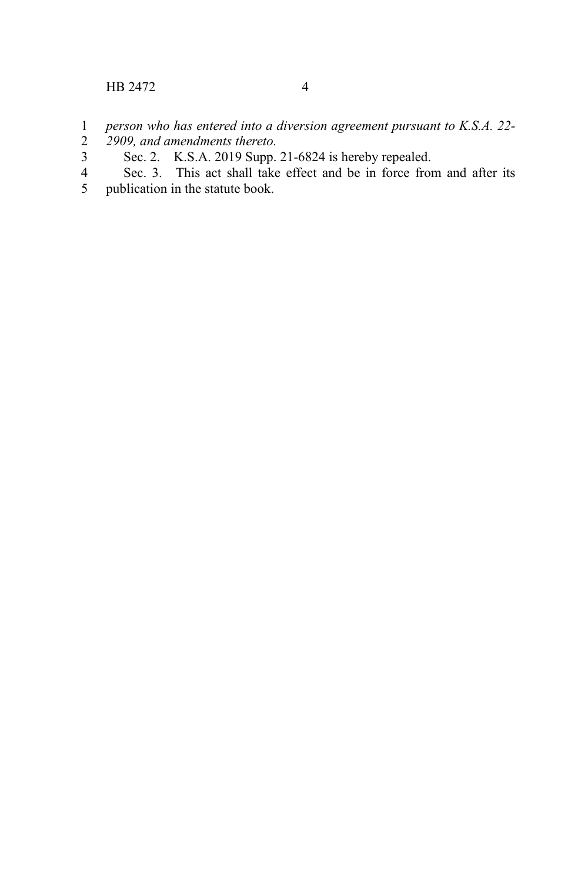*person who has entered into a diversion agreement pursuant to K.S.A. 22-2909, and amendments thereto.*

Sec. 2. K.S.A. 2019 Supp. 21-6824 is hereby repealed.

Sec. 3. This act shall take effect and be in force from and after its publication in the statute book.